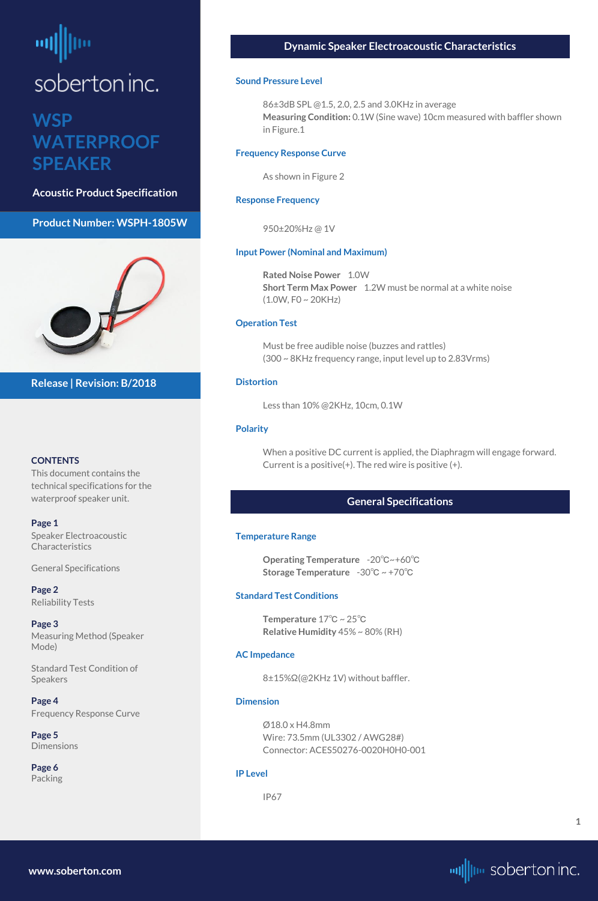soberton inc.

# WSP WATERPROOF SPEAKER

**Acoustic Product Specification**

**Product Number: WSPH-1805W**

**Release | Revision: B/2018**

**CONTENTS**

This document contains the technical specifications for the waterproof speaker unit.

**Page 1**
Speaker Electroacoustic Characteristics

General Specifications

**Page 2**
Reliability Tests

**Page 3**
Measuring Method (Speaker Mode)

Standard Test Condition of Speakers

**Page 4**
Frequency Response Curve

**Page 5**
Dimensions

**Page 6**
Packing

## Dynamic Speaker Electroacoustic Characteristics

### Sound Pressure Level

86±3dB SPL @1.5, 2.0, 2.5 and 3.0KHz in average
**Measuring Condition:** 0.1W (Sine wave) 10cm measured with baffler shown in Figure.1

### Frequency Response Curve

As shown in Figure 2

### Response Frequency

950±20%Hz @ 1V

### Input Power (Nominal and Maximum)

**Rated Noise Power** 1.0W
**Short Term Max Power** 1.2W must be normal at a white noise (1.0W, F0 ~ 20KHz)

### Operation Test

Must be free audible noise (buzzes and rattles)
(300 ~ 8KHz frequency range, input level up to 2.83Vrms)

### Distortion

Less than 10% @2KHz, 10cm, 0.1W

### Polarity

When a positive DC current is applied, the Diaphragm will engage forward. Current is a positive(+). The red wire is positive (+).

## General Specifications

### Temperature Range

**Operating Temperature** -20℃~+60℃
**Storage Temperature** -30℃ ~ +70℃

### Standard Test Conditions

**Temperature** 17℃ ~ 25℃
**Relative Humidity** 45% ~ 80% (RH)

### AC Impedance

8±15%Ω(@2KHz 1V) without baffler.

### Dimension

Ø18.0 x H4.8mm
Wire: 73.5mm (UL3302 / AWG28#)
Connector: ACES50276-0020H0H0-001

### IP Level

IP67

www.soberton.com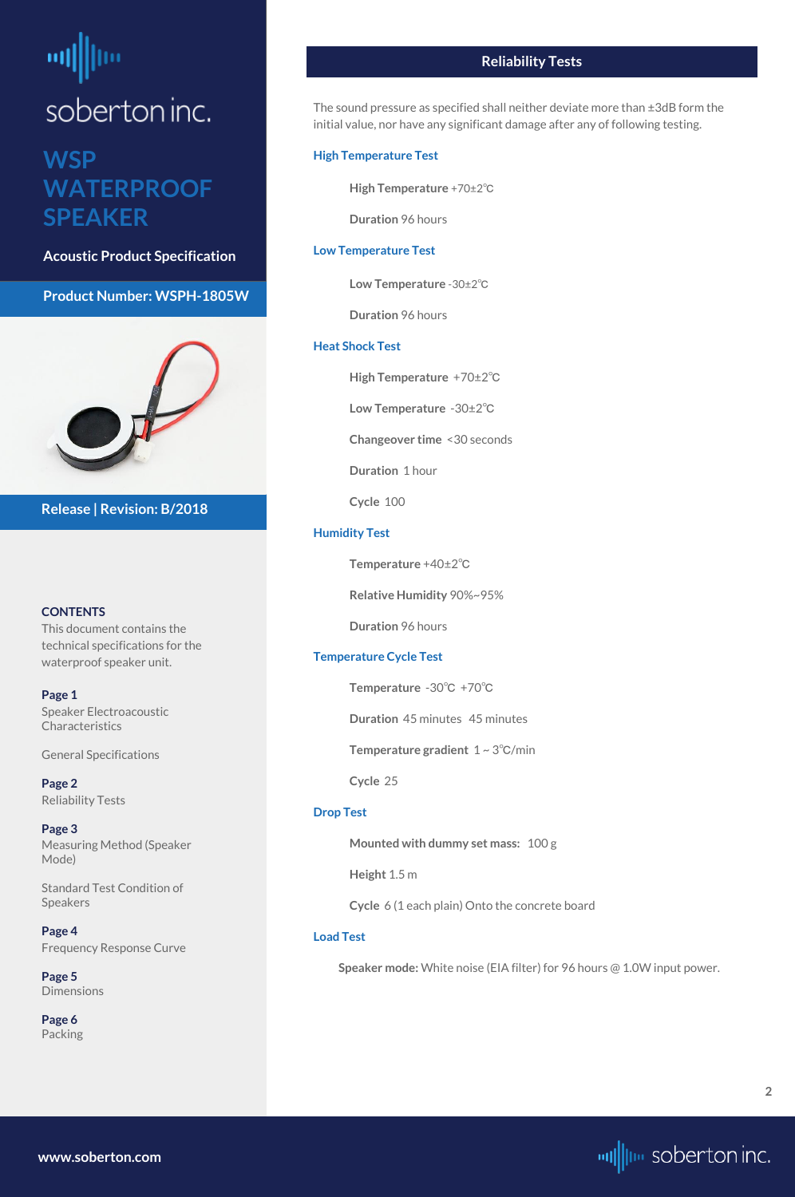# WSP WATERPROOF SPEAKER

**Acoustic Product Specification**

**Product Number: WSPH-1805W**

**Release | Revision: B/2018**

**CONTENTS**

This document contains the technical specifications for the waterproof speaker unit.

**Page 1**
Speaker Electroacoustic Characteristics

General Specifications

**Page 2**
Reliability Tests

**Page 3**
Measuring Method (Speaker Mode)

Standard Test Condition of Speakers

**Page 4**
Frequency Response Curve

**Page 5**
Dimensions

**Page 6**
Packing

## Reliability Tests

The sound pressure as specified shall neither deviate more than ±3dB form the initial value, nor have any significant damage after any of following testing.

### High Temperature Test

**High Temperature** +70±2℃

**Duration** 96 hours

### Low Temperature Test

**Low Temperature** -30±2℃

**Duration** 96 hours

### Heat Shock Test

**High Temperature** +70±2℃

**Low Temperature** -30±2℃

**Changeover time** <30 seconds

**Duration** 1 hour

**Cycle** 100

### Humidity Test

**Temperature** +40±2℃

**Relative Humidity** 90%~95%

**Duration** 96 hours

### Temperature Cycle Test

**Temperature** -30℃ +70℃

**Duration** 45 minutes 45 minutes

**Temperature gradient** 1 ~ 3℃/min

**Cycle** 25

### Drop Test

**Mounted with dummy set mass:** 100 g

**Height** 1.5 m

**Cycle** 6 (1 each plain) Onto the concrete board

### Load Test

**Speaker mode:** White noise (EIA filter) for 96 hours @ 1.0W input power.

www.soberton.com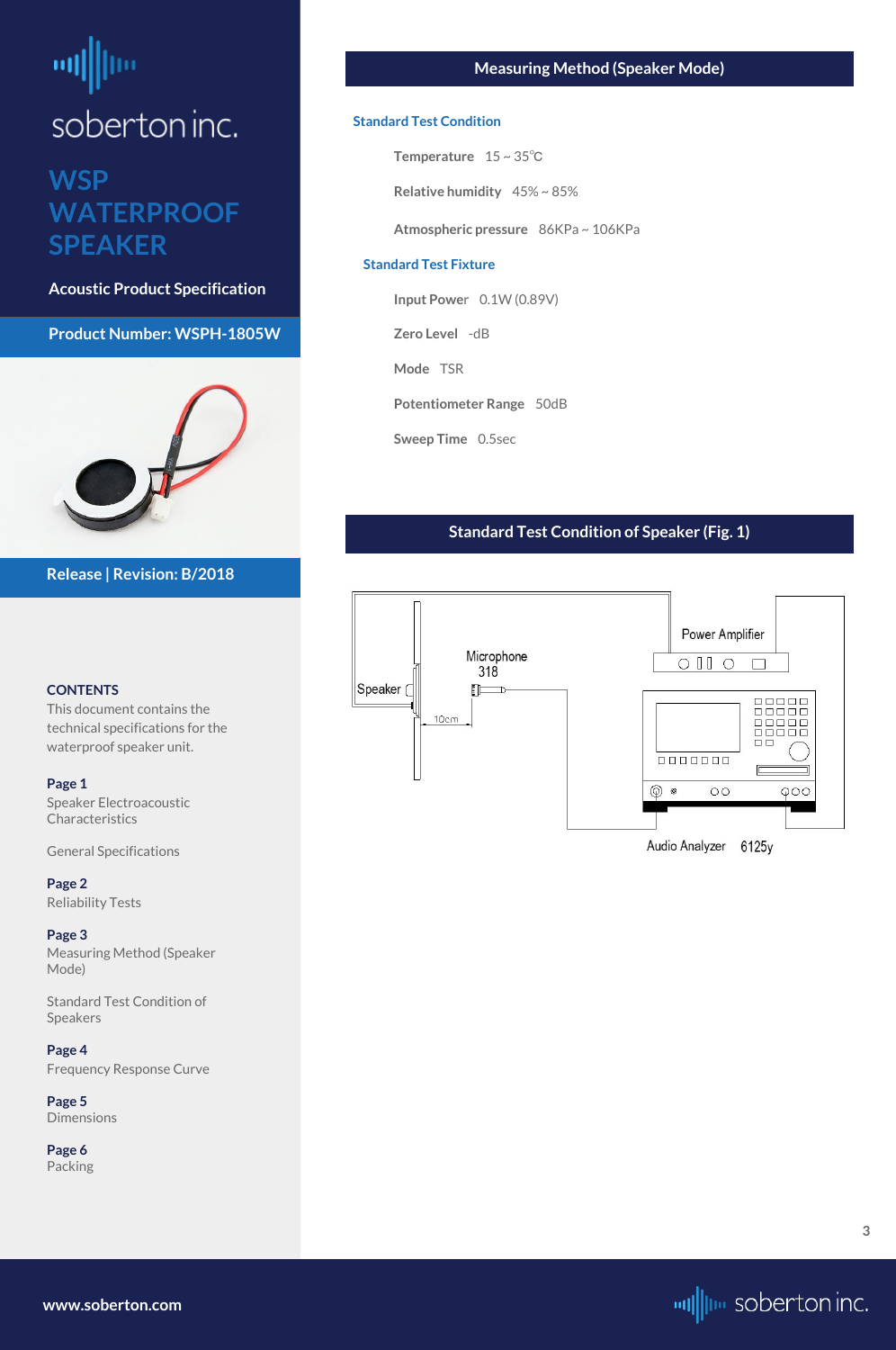# soberton inc.

## WSP WATERPROOF SPEAKER

**Acoustic Product Specification**

**Product Number: WSPH-1805W**

**Release | Revision: B/2018**

**CONTENTS**

This document contains the technical specifications for the waterproof speaker unit.

**Page 1**
Speaker Electroacoustic Characteristics

General Specifications

**Page 2**
Reliability Tests

**Page 3**
Measuring Method (Speaker Mode)

Standard Test Condition of Speakers

**Page 4**
Frequency Response Curve

**Page 5**
Dimensions

**Page 6**
Packing

## Measuring Method (Speaker Mode)

### Standard Test Condition

**Temperature** 15 ~ 35℃

**Relative humidity** 45% ~ 85%

**Atmospheric pressure** 86KPa ~ 106KPa

### Standard Test Fixture

**Input Power** 0.1W (0.89V)

**Zero Level** -dB

**Mode** TSR

**Potentiometer Range** 50dB

**Sweep Time** 0.5sec

## Standard Test Condition of Speaker (Fig. 1)

Speaker

Microphone 318

10cm

Power Amplifier

Audio Analyzer 6125y

www.soberton.com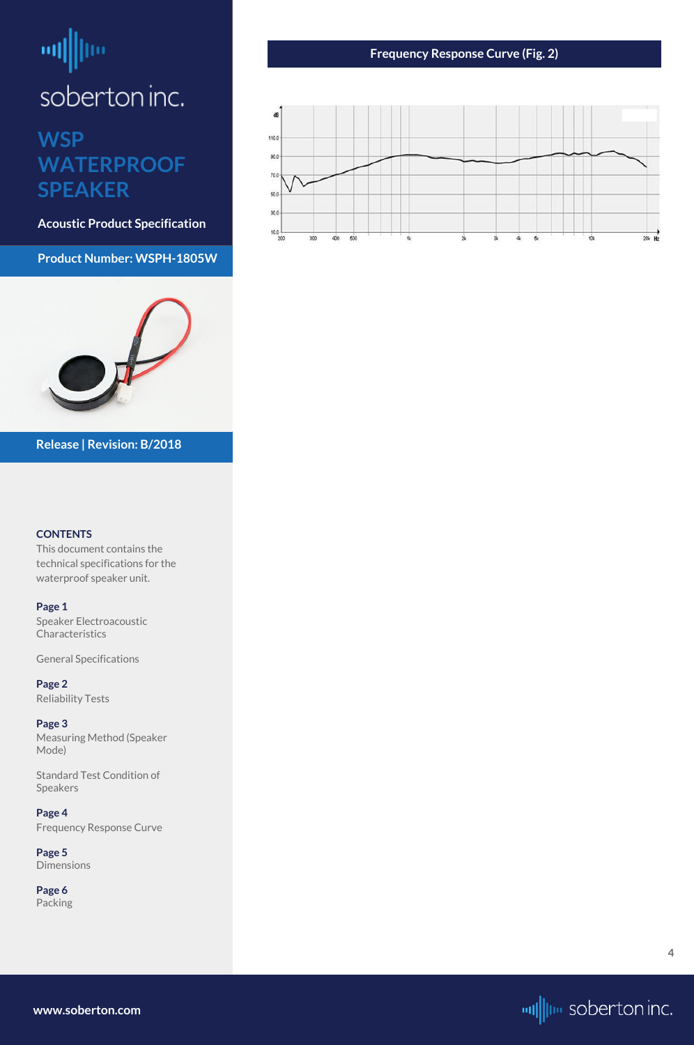soberton inc.

# WSP WATERPROOF SPEAKER

**Acoustic Product Specification**

**Product Number: WSPH-1805W**

**Release | Revision: B/2018**

**CONTENTS**

This document contains the technical specifications for the waterproof speaker unit.

**Page 1**
Speaker Electroacoustic Characteristics

General Specifications

**Page 2**
Reliability Tests

**Page 3**
Measuring Method (Speaker Mode)

Standard Test Condition of Speakers

**Page 4**
Frequency Response Curve

**Page 5**
Dimensions

**Page 6**
Packing

## Frequency Response Curve (Fig. 2)

www.soberton.com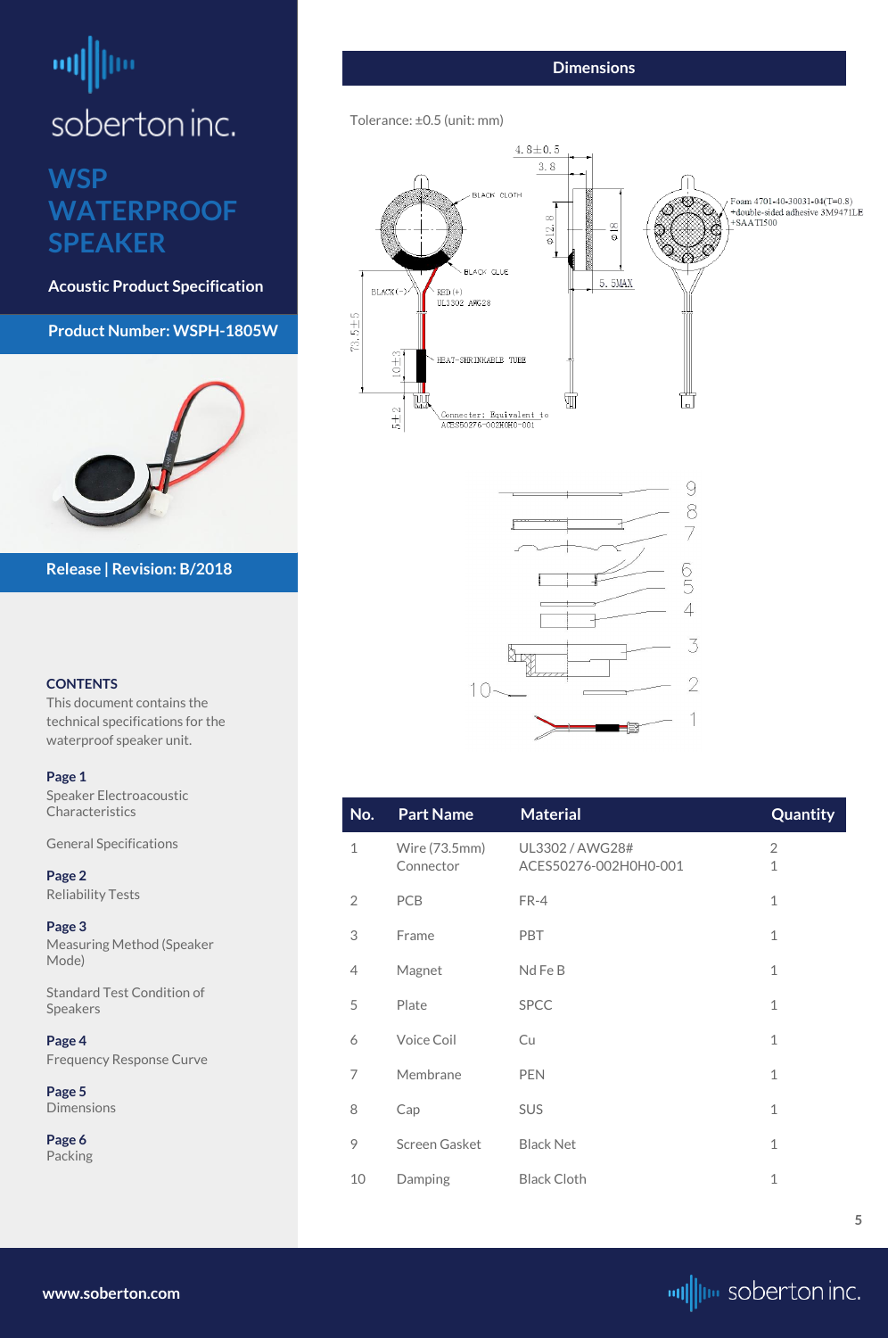soberton inc.

# WSP WATERPROOF SPEAKER

**Acoustic Product Specification**

**Product Number: WSPH-1805W**

**Release | Revision: B/2018**

**CONTENTS**

This document contains the technical specifications for the waterproof speaker unit.

**Page 1**
Speaker Electroacoustic Characteristics

General Specifications

**Page 2**
Reliability Tests

**Page 3**
Measuring Method (Speaker Mode)

Standard Test Condition of Speakers

**Page 4**
Frequency Response Curve

**Page 5**
Dimensions

**Page 6**
Packing

## Dimensions

Tolerance: ±0.5 (unit: mm)

4.8±0.5
3.8
BLACK CLOTH
φ12.8
φ18
BLACK GLUE
5.5MAX
Foam 4701-40-30031-04(T=0.8) +double-sided adhesive 3M9471LE +SAATI500
BLACK(-)
RED(+)
UL3302 AWG28
73.5±5
10±3
HEAT-SHRINKABLE TUBE
5±2
Connector: Equivalent to ACES50276-002H0H0-001

| No. | Part Name | Material | Quantity |
|---|---|---|---|
| 1 | Wire (73.5mm)<br>Connector | UL3302 / AWG28#<br>ACES50276-002H0H0-001 | 2<br>1 |
| 2 | PCB | FR-4 | 1 |
| 3 | Frame | PBT | 1 |
| 4 | Magnet | Nd Fe B | 1 |
| 5 | Plate | SPCC | 1 |
| 6 | Voice Coil | Cu | 1 |
| 7 | Membrane | PEN | 1 |
| 8 | Cap | SUS | 1 |
| 9 | Screen Gasket | Black Net | 1 |
| 10 | Damping | Black Cloth | 1 |

www.soberton.com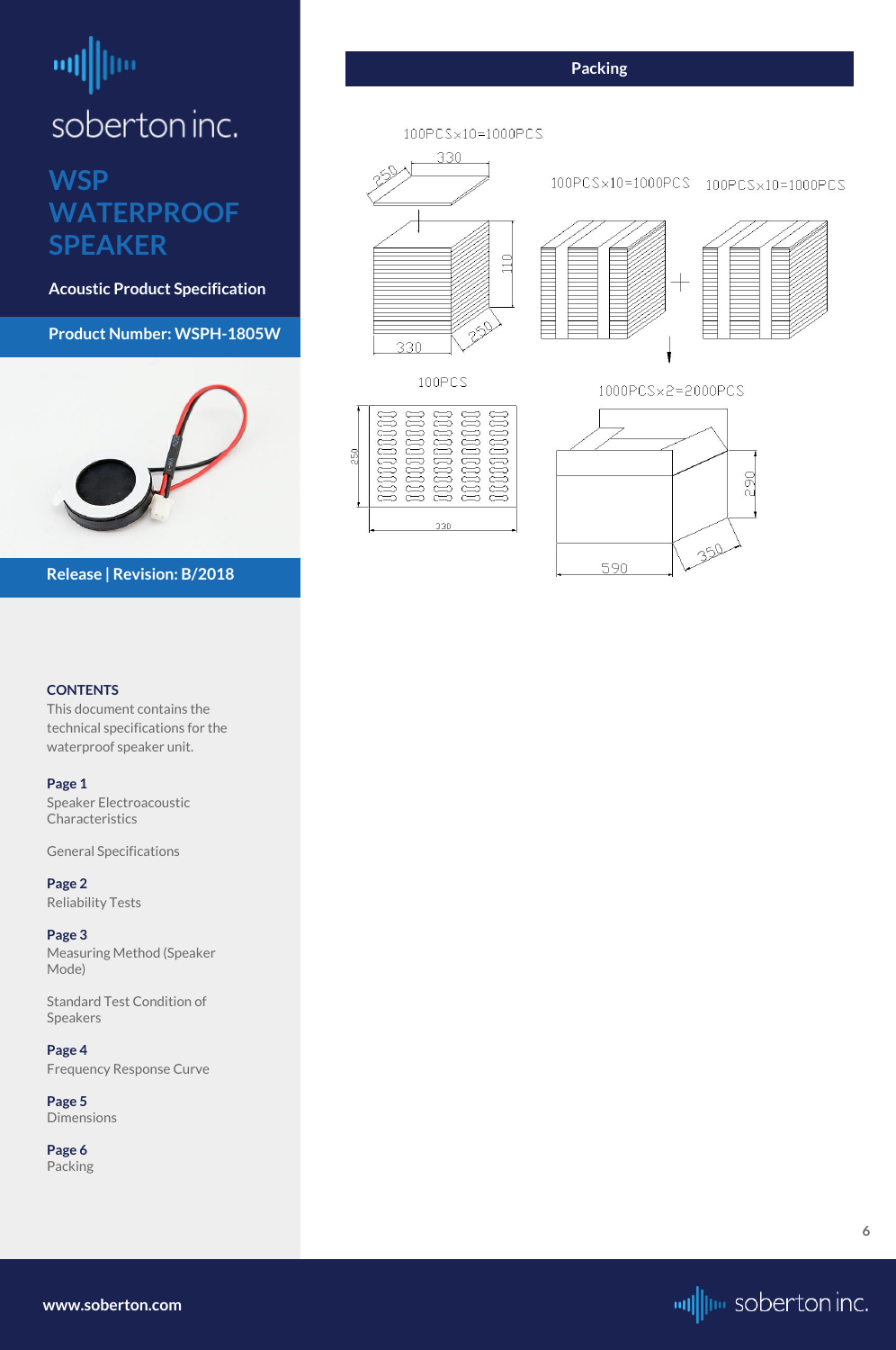# soberton inc.

## WSP WATERPROOF SPEAKER

**Acoustic Product Specification**

**Product Number: WSPH-1805W**

**Release | Revision: B/2018**

**CONTENTS**

This document contains the technical specifications for the waterproof speaker unit.

**Page 1**
Speaker Electroacoustic Characteristics

General Specifications

**Page 2**
Reliability Tests

**Page 3**
Measuring Method (Speaker Mode)

Standard Test Condition of Speakers

**Page 4**
Frequency Response Curve

**Page 5**
Dimensions

**Page 6**
Packing

## Packing

100PCS×10=1000PCS

330

250

110

330

250

100PCS×10=1000PCS

100PCS×10=1000PCS

100PCS

250

330

1000PCS×2=2000PCS

290

590

350

**www.soberton.com**